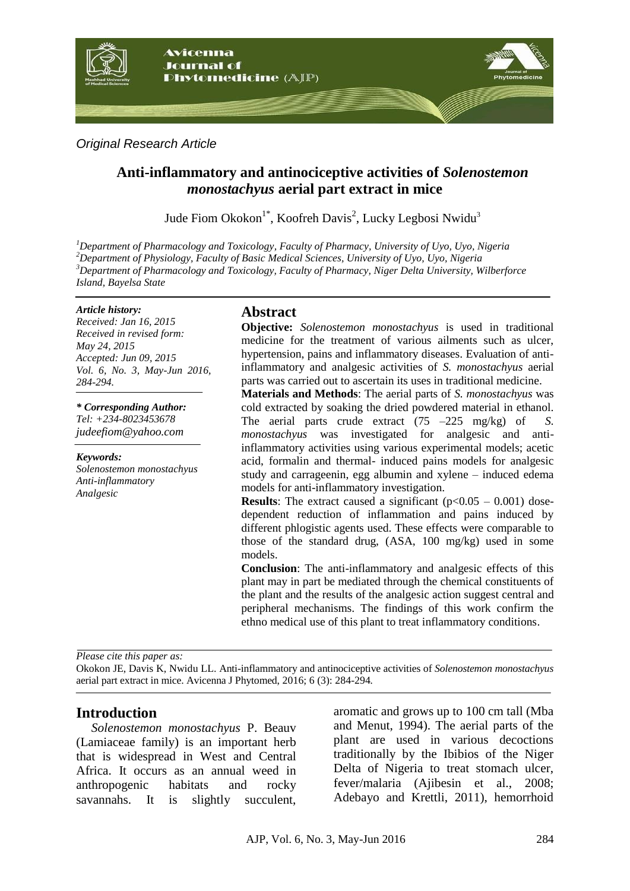*Original Research Article*

# Anti-inflammatory and antinociceptive activities of *Solenostemon monostachyus* aerial part extract in mice

Jude Fiom Okokon[1*], Koofreh Davis[2], Lucky Legbosi Nwidu[3]

[1]*Department of Pharmacology and Toxicology, Faculty of Pharmacy, University of Uyo, Uyo, Nigeria*
[2]*Department of Physiology, Faculty of Basic Medical Sciences, University of Uyo, Uyo, Nigeria*
[3]*Department of Pharmacology and Toxicology, Faculty of Pharmacy, Niger Delta University, Wilberforce Island, Bayelsa State*

***Article history:***
*Received: Jan 16, 2015*
*Received in revised form: May 24, 2015*
*Accepted: Jun 09, 2015*
*Vol. 6, No. 3, May-Jun 2016, 284-294.*

***\* Corresponding Author:***
*Tel: +234-8023453678*
*judeefiom@yahoo.com*

***Keywords:***
*Solenostemon monostachyus*
*Anti-inflammatory*
*Analgesic*

## Abstract

**Objective:** *Solenostemon monostachyus* is used in traditional medicine for the treatment of various ailments such as ulcer, hypertension, pains and inflammatory diseases. Evaluation of anti-inflammatory and analgesic activities of *S. monostachyus* aerial parts was carried out to ascertain its uses in traditional medicine.

**Materials and Methods**: The aerial parts of *S. monostachyus* was cold extracted by soaking the dried powdered material in ethanol. The aerial parts crude extract (75 –225 mg/kg) of *S. monostachyus* was investigated for analgesic and anti-inflammatory activities using various experimental models; acetic acid, formalin and thermal- induced pains models for analgesic study and carrageenin, egg albumin and xylene – induced edema models for anti-inflammatory investigation.

**Results**: The extract caused a significant ($p<0.05$ – 0.001) dose-dependent reduction of inflammation and pains induced by different phlogistic agents used. These effects were comparable to those of the standard drug, (ASA, 100 mg/kg) used in some models.

**Conclusion**: The anti-inflammatory and analgesic effects of this plant may in part be mediated through the chemical constituents of the plant and the results of the analgesic action suggest central and peripheral mechanisms. The findings of this work confirm the ethno medical use of this plant to treat inflammatory conditions.

*Please cite this paper as:*
Okokon JE, Davis K, Nwidu LL. Anti-inflammatory and antinociceptive activities of *Solenostemon monostachyus* aerial part extract in mice. Avicenna J Phytomed, 2016; 6 (3): 284-294.

## Introduction

*Solenostemon monostachyus* P. Beauv (Lamiaceae family) is an important herb that is widespread in West and Central Africa. It occurs as an annual weed in anthropogenic habitats and rocky savannahs. It is slightly succulent, aromatic and grows up to 100 cm tall (Mba and Menut, 1994). The aerial parts of the plant are used in various decoctions traditionally by the Ibibios of the Niger Delta of Nigeria to treat stomach ulcer, fever/malaria (Ajibesin et al., 2008; Adebayo and Krettli, 2011), hemorrhoid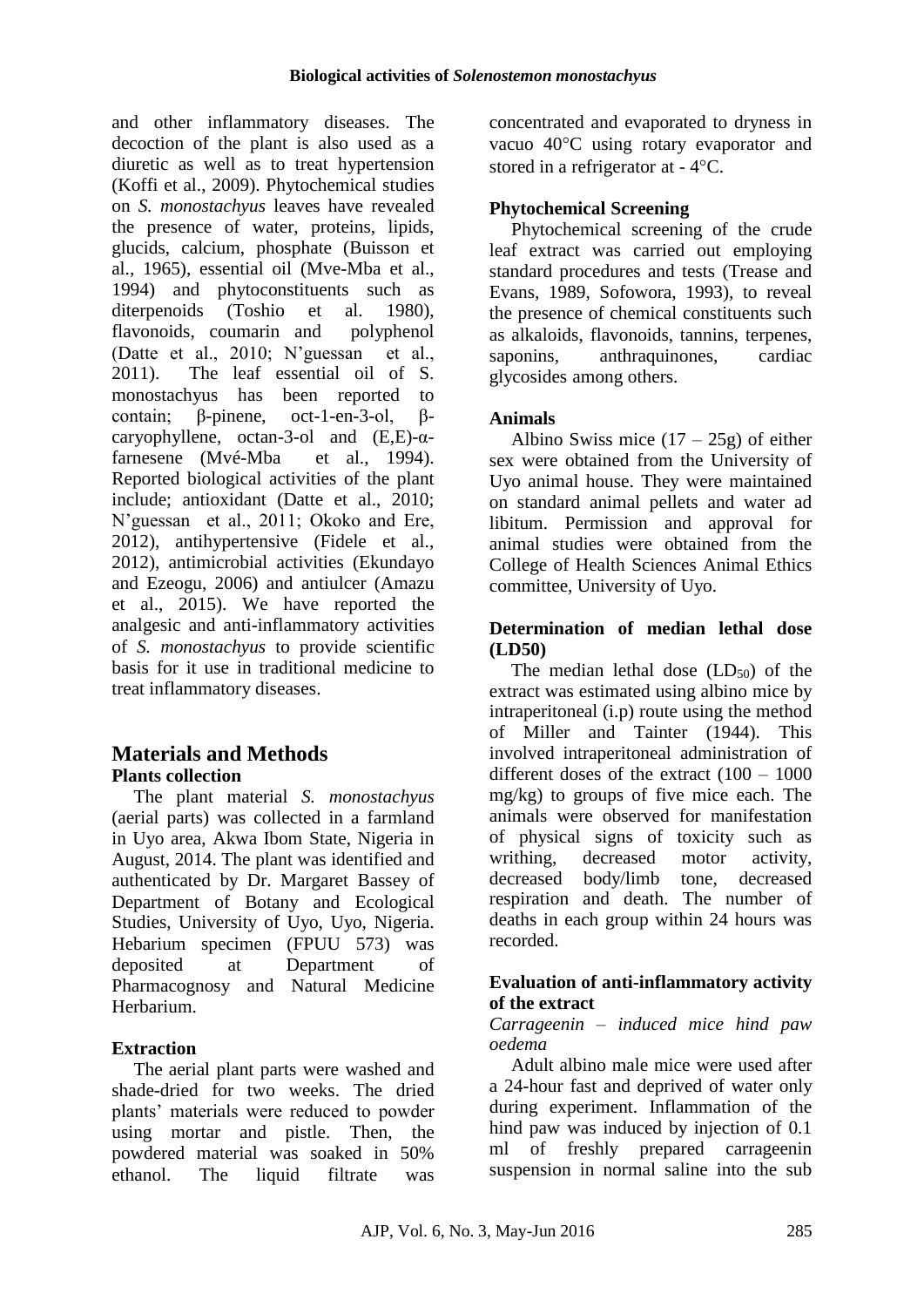and other inflammatory diseases. The decoction of the plant is also used as a diuretic as well as to treat hypertension (Koffi et al., 2009). Phytochemical studies on *S. monostachyus* leaves have revealed the presence of water, proteins, lipids, glucids, calcium, phosphate (Buisson et al., 1965), essential oil (Mve-Mba et al., 1994) and phytoconstituents such as diterpenoids (Toshio et al. 1980), flavonoids, coumarin and polyphenol (Datte et al., 2010; N'guessan et al., 2011). The leaf essential oil of S. monostachyus has been reported to contain; β-pinene, oct-1-en-3-ol, β-caryophyllene, octan-3-ol and (E,E)-α-farnesene (Mvé-Mba et al., 1994). Reported biological activities of the plant include; antioxidant (Datte et al., 2010; N'guessan et al., 2011; Okoko and Ere, 2012), antihypertensive (Fidele et al., 2012), antimicrobial activities (Ekundayo and Ezeogu, 2006) and antiulcer (Amazu et al., 2015). We have reported the analgesic and anti-inflammatory activities of *S. monostachyus* to provide scientific basis for it use in traditional medicine to treat inflammatory diseases.

# Materials and Methods

## Plants collection

The plant material *S. monostachyus* (aerial parts) was collected in a farmland in Uyo area, Akwa Ibom State, Nigeria in August, 2014. The plant was identified and authenticated by Dr. Margaret Bassey of Department of Botany and Ecological Studies, University of Uyo, Uyo, Nigeria. Hebarium specimen (FPUU 573) was deposited at Department of Pharmacognosy and Natural Medicine Herbarium.

## Extraction

The aerial plant parts were washed and shade-dried for two weeks. The dried plants' materials were reduced to powder using mortar and pistle. Then, the powdered material was soaked in 50% ethanol. The liquid filtrate was concentrated and evaporated to dryness in vacuo 40°C using rotary evaporator and stored in a refrigerator at - 4°C.

## Phytochemical Screening

Phytochemical screening of the crude leaf extract was carried out employing standard procedures and tests (Trease and Evans, 1989, Sofowora, 1993), to reveal the presence of chemical constituents such as alkaloids, flavonoids, tannins, terpenes, saponins, anthraquinones, cardiac glycosides among others.

## Animals

Albino Swiss mice (17 – 25g) of either sex were obtained from the University of Uyo animal house. They were maintained on standard animal pellets and water ad libitum. Permission and approval for animal studies were obtained from the College of Health Sciences Animal Ethics committee, University of Uyo.

## Determination of median lethal dose (LD50)

The median lethal dose ($LD_{50}$) of the extract was estimated using albino mice by intraperitoneal (i.p) route using the method of Miller and Tainter (1944). This involved intraperitoneal administration of different doses of the extract (100 – 1000 mg/kg) to groups of five mice each. The animals were observed for manifestation of physical signs of toxicity such as writhing, decreased motor activity, decreased body/limb tone, decreased respiration and death. The number of deaths in each group within 24 hours was recorded.

## Evaluation of anti-inflammatory activity of the extract

*Carrageenin – induced mice hind paw oedema*

Adult albino male mice were used after a 24-hour fast and deprived of water only during experiment. Inflammation of the hind paw was induced by injection of 0.1 ml of freshly prepared carrageenin suspension in normal saline into the sub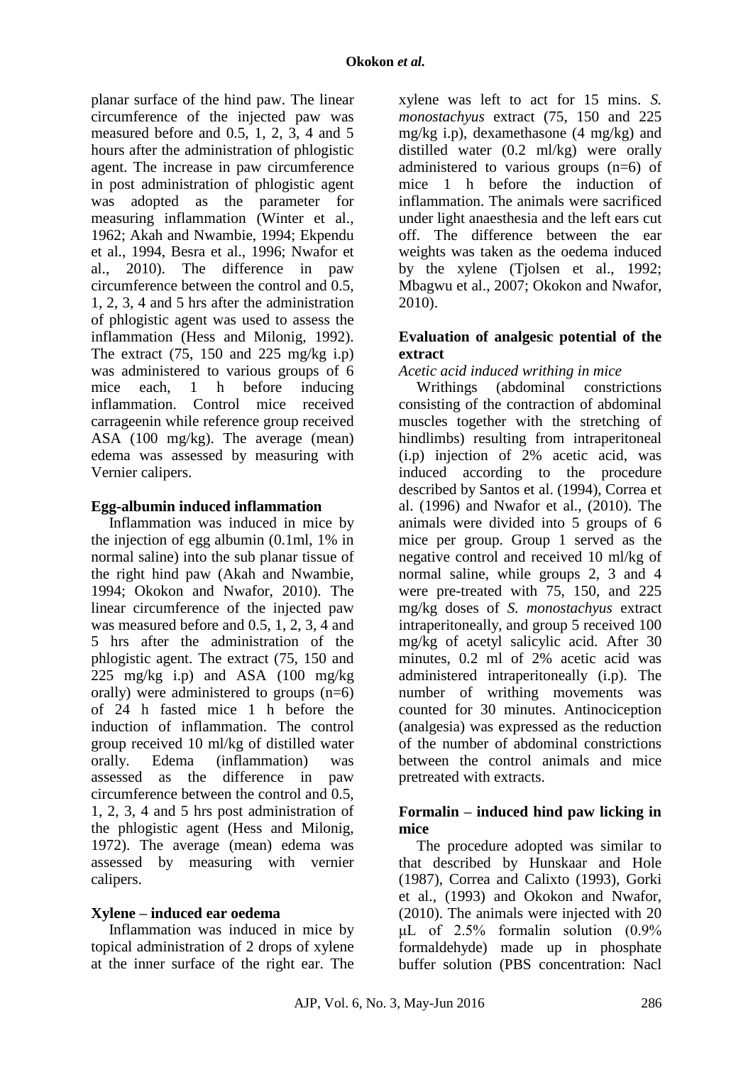planar surface of the hind paw. The linear circumference of the injected paw was measured before and 0.5, 1, 2, 3, 4 and 5 hours after the administration of phlogistic agent. The increase in paw circumference in post administration of phlogistic agent was adopted as the parameter for measuring inflammation (Winter et al., 1962; Akah and Nwambie, 1994; Ekpendu et al., 1994, Besra et al., 1996; Nwafor et al., 2010). The difference in paw circumference between the control and 0.5, 1, 2, 3, 4 and 5 hrs after the administration of phlogistic agent was used to assess the inflammation (Hess and Milonig, 1992). The extract (75, 150 and 225 mg/kg i.p) was administered to various groups of 6 mice each, 1 h before inducing inflammation. Control mice received carrageenin while reference group received ASA (100 mg/kg). The average (mean) edema was assessed by measuring with Vernier calipers.

### Egg-albumin induced inflammation

Inflammation was induced in mice by the injection of egg albumin (0.1ml, 1% in normal saline) into the sub planar tissue of the right hind paw (Akah and Nwambie, 1994; Okokon and Nwafor, 2010). The linear circumference of the injected paw was measured before and 0.5, 1, 2, 3, 4 and 5 hrs after the administration of the phlogistic agent. The extract (75, 150 and 225 mg/kg i.p) and ASA (100 mg/kg orally) were administered to groups (n=6) of 24 h fasted mice 1 h before the induction of inflammation. The control group received 10 ml/kg of distilled water orally. Edema (inflammation) was assessed as the difference in paw circumference between the control and 0.5, 1, 2, 3, 4 and 5 hrs post administration of the phlogistic agent (Hess and Milonig, 1972). The average (mean) edema was assessed by measuring with vernier calipers.

### Xylene – induced ear oedema

Inflammation was induced in mice by topical administration of 2 drops of xylene at the inner surface of the right ear. The xylene was left to act for 15 mins. *S. monostachyus* extract (75, 150 and 225 mg/kg i.p), dexamethasone (4 mg/kg) and distilled water (0.2 ml/kg) were orally administered to various groups (n=6) of mice 1 h before the induction of inflammation. The animals were sacrificed under light anaesthesia and the left ears cut off. The difference between the ear weights was taken as the oedema induced by the xylene (Tjolsen et al., 1992; Mbagwu et al., 2007; Okokon and Nwafor, 2010).

## Evaluation of analgesic potential of the extract

*Acetic acid induced writhing in mice*

Writhings (abdominal constrictions consisting of the contraction of abdominal muscles together with the stretching of hindlimbs) resulting from intraperitoneal (i.p) injection of 2% acetic acid, was induced according to the procedure described by Santos et al. (1994), Correa et al. (1996) and Nwafor et al., (2010). The animals were divided into 5 groups of 6 mice per group. Group 1 served as the negative control and received 10 ml/kg of normal saline, while groups 2, 3 and 4 were pre-treated with 75, 150, and 225 mg/kg doses of *S. monostachyus* extract intraperitoneally, and group 5 received 100 mg/kg of acetyl salicylic acid. After 30 minutes, 0.2 ml of 2% acetic acid was administered intraperitoneally (i.p). The number of writhing movements was counted for 30 minutes. Antinociception (analgesia) was expressed as the reduction of the number of abdominal constrictions between the control animals and mice pretreated with extracts.

### Formalin – induced hind paw licking in mice

The procedure adopted was similar to that described by Hunskaar and Hole (1987), Correa and Calixto (1993), Gorki et al., (1993) and Okokon and Nwafor, (2010). The animals were injected with 20 μL of 2.5% formalin solution (0.9% formaldehyde) made up in phosphate buffer solution (PBS concentration: Nacl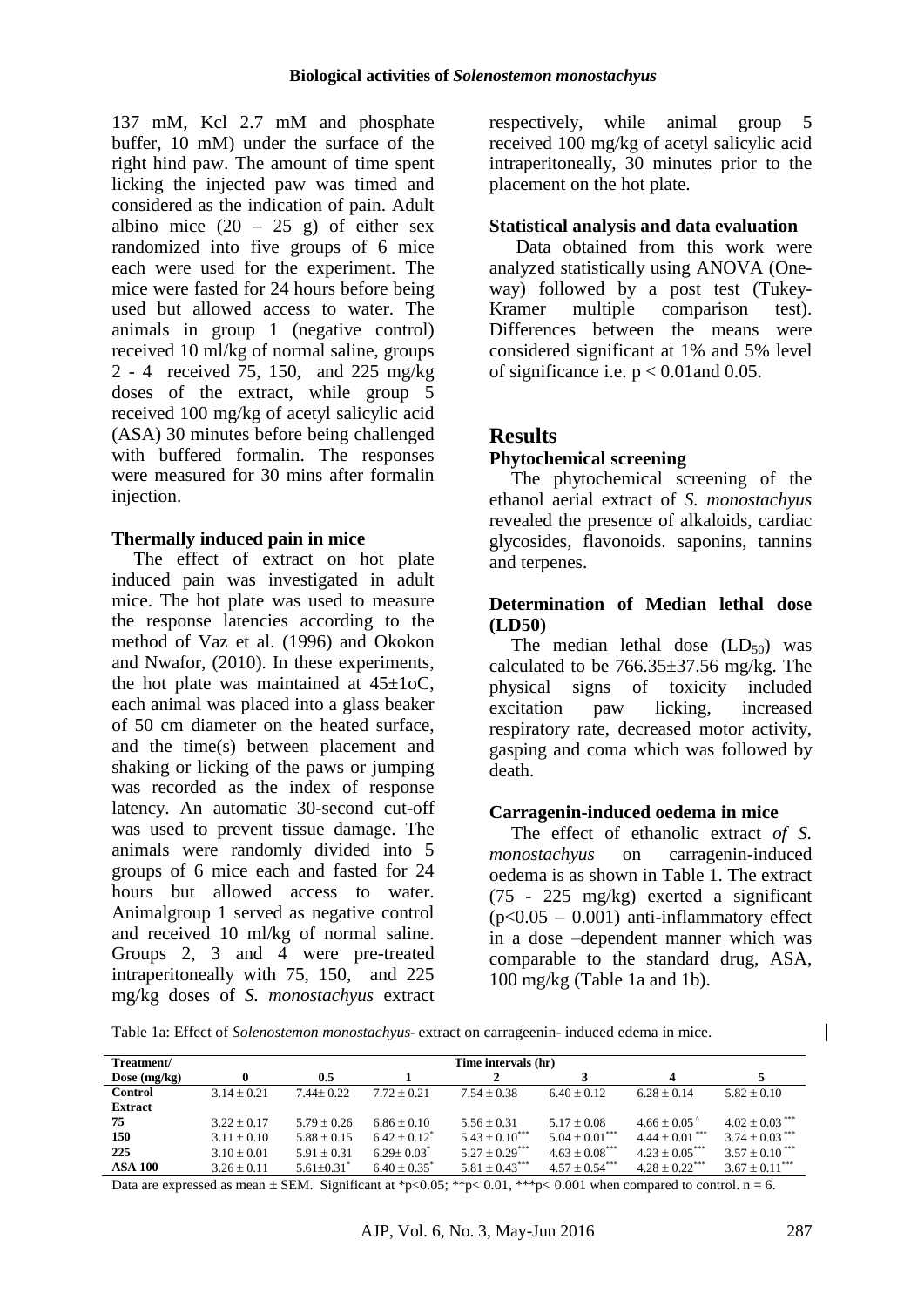137 mM, Kcl 2.7 mM and phosphate buffer, 10 mM) under the surface of the right hind paw. The amount of time spent licking the injected paw was timed and considered as the indication of pain. Adult albino mice (20 – 25 g) of either sex randomized into five groups of 6 mice each were used for the experiment. The mice were fasted for 24 hours before being used but allowed access to water. The animals in group 1 (negative control) received 10 ml/kg of normal saline, groups 2 - 4 received 75, 150, and 225 mg/kg doses of the extract, while group 5 received 100 mg/kg of acetyl salicylic acid (ASA) 30 minutes before being challenged with buffered formalin. The responses were measured for 30 mins after formalin injection.

### Thermally induced pain in mice

The effect of extract on hot plate induced pain was investigated in adult mice. The hot plate was used to measure the response latencies according to the method of Vaz et al. (1996) and Okokon and Nwafor, (2010). In these experiments, the hot plate was maintained at 45±1oC, each animal was placed into a glass beaker of 50 cm diameter on the heated surface, and the time(s) between placement and shaking or licking of the paws or jumping was recorded as the index of response latency. An automatic 30-second cut-off was used to prevent tissue damage. The animals were randomly divided into 5 groups of 6 mice each and fasted for 24 hours but allowed access to water. Animalgroup 1 served as negative control and received 10 ml/kg of normal saline. Groups 2, 3 and 4 were pre-treated intraperitoneally with 75, 150, and 225 mg/kg doses of *S. monostachyus* extract respectively, while animal group 5 received 100 mg/kg of acetyl salicylic acid intraperitoneally, 30 minutes prior to the placement on the hot plate.

### Statistical analysis and data evaluation

Data obtained from this work were analyzed statistically using ANOVA (One-way) followed by a post test (Tukey-Kramer multiple comparison test). Differences between the means were considered significant at 1% and 5% level of significance i.e. $p < 0.01$and 0.05.

## Results

### Phytochemical screening

The phytochemical screening of the ethanol aerial extract of *S. monostachyus* revealed the presence of alkaloids, cardiac glycosides, flavonoids. saponins, tannins and terpenes.

### Determination of Median lethal dose (LD50)

The median lethal dose ($LD_{50}$) was calculated to be 766.35±37.56 mg/kg. The physical signs of toxicity included excitation paw licking, increased respiratory rate, decreased motor activity, gasping and coma which was followed by death.

### Carragenin-induced oedema in mice

The effect of ethanolic extract *of S. monostachyus* on carragenin-induced oedema is as shown in Table 1. The extract (75 - 225 mg/kg) exerted a significant ($p<0.05 – 0.001$) anti-inflammatory effect in a dose –dependent manner which was comparable to the standard drug, ASA, 100 mg/kg (Table 1a and 1b).

Table 1a: Effect of *Solenostemon monostachyus* extract on carrageenin- induced edema in mice.

| Treatment/ Dose (mg/kg) | Time intervals (hr) 0 | 0.5 | 1 | 2 | 3 | 4 | 5 |
|---|---|---|---|---|---|---|---|
| **Control** | 3.14 ± 0.21 | 7.44± 0.22 | 7.72 ± 0.21 | 7.54 ± 0.38 | 6.40 ± 0.12 | 6.28 ± 0.14 | 5.82 ± 0.10 |
| **Extract** | | | | | | | |
| **75** | 3.22 ± 0.17 | 5.79 ± 0.26 | 6.86 ± 0.10 | 5.56 ± 0.31 | 5.17 ± 0.08 | 4.66 ± 0.05^ | 4.02 ± 0.03*** |
| **150** | 3.11 ± 0.10 | 5.88 ± 0.15 | 6.42 ± 0.12* | 5.43 ± 0.10*** | 5.04 ± 0.01*** | 4.44 ± 0.01*** | 3.74 ± 0.03*** |
| **225** | 3.10 ± 0.01 | 5.91 ± 0.31 | 6.29± 0.03* | 5.27 ± 0.29*** | 4.63 ± 0.08*** | 4.23 ± 0.05*** | 3.57 ± 0.10*** |
| **ASA 100** | 3.26 ± 0.11 | 5.61±0.31* | 6.40 ± 0.35* | 5.81 ± 0.43*** | 4.57 ± 0.54*** | 4.28 ± 0.22*** | 3.67 ± 0.11*** |

Data are expressed as mean ± SEM. Significant at *$p<0.05$; **$p< 0.01$, ***$p< 0.001$ when compared to control. n = 6.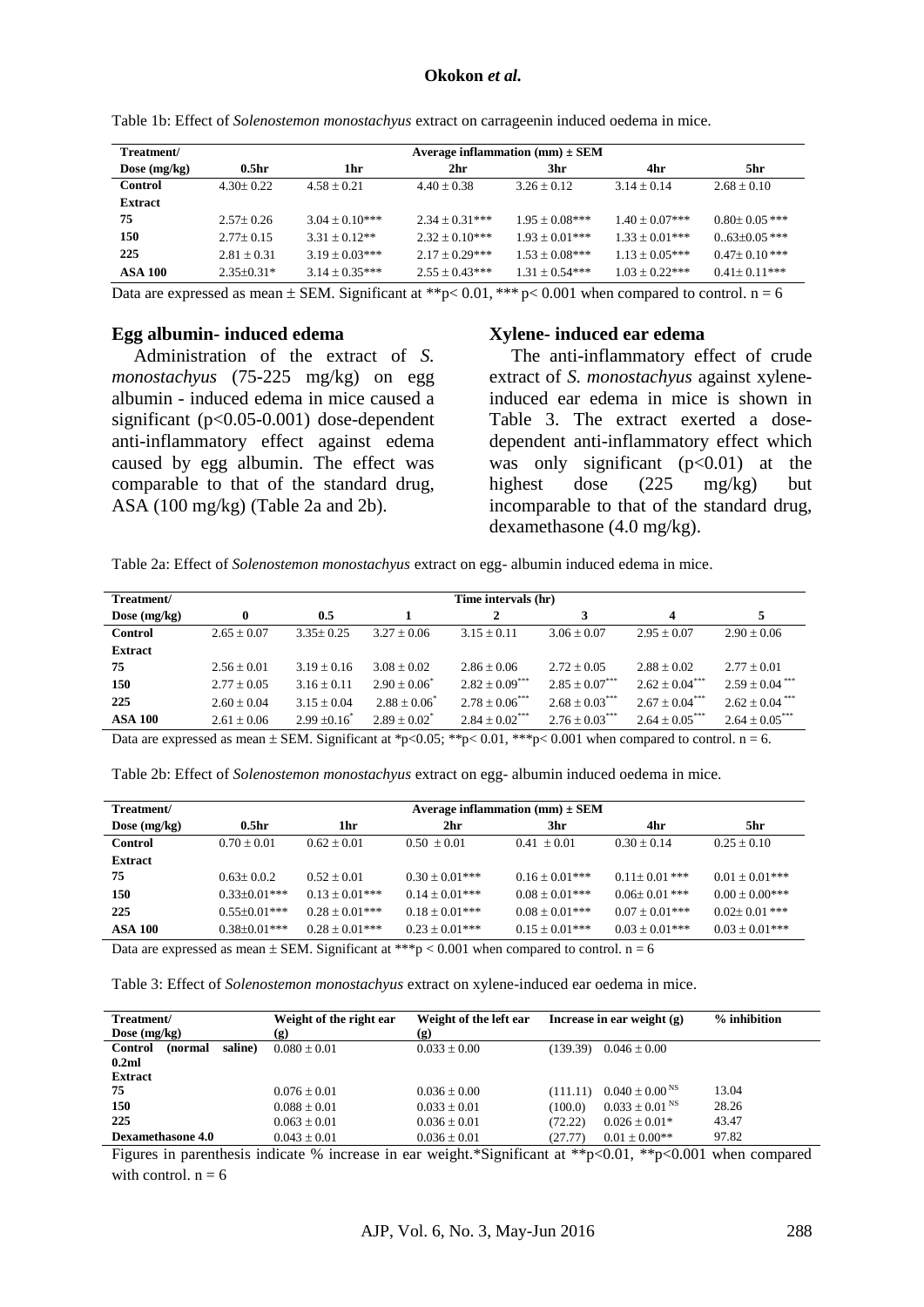Table 1b: Effect of *Solenostemon monostachyus* extract on carrageenin induced oedema in mice.

| Treatment/ | Average inflammation (mm) ± SEM | | | | | |
|---|---|---|---|---|---|---|
| Dose (mg/kg) | 0.5hr | 1hr | 2hr | 3hr | 4hr | 5hr |
| **Control** | 4.30± 0.22 | 4.58 ± 0.21 | 4.40 ± 0.38 | 3.26 ± 0.12 | 3.14 ± 0.14 | 2.68 ± 0.10 |
| **Extract** | | | | | | |
| **75** | 2.57± 0.26 | 3.04 ± 0.10*** | 2.34 ± 0.31*** | 1.95 ± 0.08*** | 1.40 ± 0.07*** | 0.80± 0.05 *** |
| **150** | 2.77± 0.15 | 3.31 ± 0.12** | 2.32 ± 0.10*** | 1.93 ± 0.01*** | 1.33 ± 0.01*** | 0..63±0.05 *** |
| **225** | 2.81 ± 0.31 | 3.19 ± 0.03*** | 2.17 ± 0.29*** | 1.53 ± 0.08*** | 1.13 ± 0.05*** | 0.47± 0.10 *** |
| **ASA 100** | 2.35±0.31* | 3.14 ± 0.35*** | 2.55 ± 0.43*** | 1.31 ± 0.54*** | 1.03 ± 0.22*** | 0.41± 0.11*** |

Data are expressed as mean ± SEM. Significant at **$p< 0.01$, *** $p< 0.001$ when compared to control. n = 6

### Egg albumin- induced edema

Administration of the extract of *S. monostachyus* (75-225 mg/kg) on egg albumin - induced edema in mice caused a significant ($p<0.05$-0.001) dose-dependent anti-inflammatory effect against edema caused by egg albumin. The effect was comparable to that of the standard drug, ASA (100 mg/kg) (Table 2a and 2b).

### Xylene- induced ear edema

The anti-inflammatory effect of crude extract of *S. monostachyus* against xylene-induced ear edema in mice is shown in Table 3. The extract exerted a dose-dependent anti-inflammatory effect which was only significant ($p<0.01$) at the highest dose (225 mg/kg) but incomparable to that of the standard drug, dexamethasone (4.0 mg/kg).

Table 2a: Effect of *Solenostemon monostachyus* extract on egg- albumin induced edema in mice.

| Treatment/ | Time intervals (hr) | | | | | | |
|---|---|---|---|---|---|---|---|
| Dose (mg/kg) | 0 | 0.5 | 1 | 2 | 3 | 4 | 5 |
| **Control** | 2.65 ± 0.07 | 3.35± 0.25 | 3.27 ± 0.06 | 3.15 ± 0.11 | 3.06 ± 0.07 | 2.95 ± 0.07 | 2.90 ± 0.06 |
| **Extract** | | | | | | | |
| **75** | 2.56 ± 0.01 | 3.19 ± 0.16 | 3.08 ± 0.02 | 2.86 ± 0.06 | 2.72 ± 0.05 | 2.88 ± 0.02 | 2.77 ± 0.01 |
| **150** | 2.77 ± 0.05 | 3.16 ± 0.11 | 2.90 ± 0.06* | 2.82 ± 0.09*** | 2.85 ± 0.07*** | 2.62 ± 0.04*** | 2.59 ± 0.04 *** |
| **225** | 2.60 ± 0.04 | 3.15 ± 0.04 | 2.88 ± 0.06* | 2.78 ± 0.06*** | 2.68 ± 0.03*** | 2.67 ± 0.04*** | 2.62 ± 0.04 *** |
| **ASA 100** | 2.61 ± 0.06 | 2.99 ±0.16* | 2.89 ± 0.02* | 2.84 ± 0.02*** | 2.76 ± 0.03*** | 2.64 ± 0.05*** | 2.64 ± 0.05*** |

Data are expressed as mean ± SEM. Significant at *$p<0.05$; **$p< 0.01$, ***$p< 0.001$ when compared to control. n = 6.

Table 2b: Effect of *Solenostemon monostachyus* extract on egg- albumin induced oedema in mice.

| Treatment/ | Average inflammation (mm) ± SEM | | | | | |
|---|---|---|---|---|---|---|
| Dose (mg/kg) | 0.5hr | 1hr | 2hr | 3hr | 4hr | 5hr |
| **Control** | 0.70 ± 0.01 | 0.62 ± 0.01 | 0.50 ± 0.01 | 0.41 ± 0.01 | 0.30 ± 0.14 | 0.25 ± 0.10 |
| **Extract** | | | | | | |
| **75** | 0.63± 0.0.2 | 0.52 ± 0.01 | 0.30 ± 0.01*** | 0.16 ± 0.01*** | 0.11± 0.01 *** | 0.01 ± 0.01*** |
| **150** | 0.33±0.01*** | 0.13 ± 0.01*** | 0.14 ± 0.01*** | 0.08 ± 0.01*** | 0.06± 0.01 *** | 0.00 ± 0.00*** |
| **225** | 0.55±0.01*** | 0.28 ± 0.01*** | 0.18 ± 0.01*** | 0.08 ± 0.01*** | 0.07 ± 0.01*** | 0.02± 0.01 *** |
| **ASA 100** | 0.38±0.01*** | 0.28 ± 0.01*** | 0.23 ± 0.01*** | 0.15 ± 0.01*** | 0.03 ± 0.01*** | 0.03 ± 0.01*** |

Data are expressed as mean ± SEM. Significant at ***$p < 0.001$ when compared to control. n = 6

Table 3: Effect of *Solenostemon monostachyus* extract on xylene-induced ear oedema in mice.

| Treatment/ Dose (mg/kg) | Weight of the right ear (g) | Weight of the left ear (g) | Increase in ear weight (g) | % inhibition |
|---|---|---|---|---|
| **Control (normal saline) 0.2ml** | 0.080 ± 0.01 | 0.033 ± 0.00 | (139.39) 0.046 ± 0.00 | |
| **Extract** | | | | |
| **75** | 0.076 ± 0.01 | 0.036 ± 0.00 | (111.11) 0.040 ± 0.00 NS | 13.04 |
| **150** | 0.088 ± 0.01 | 0.033 ± 0.01 | (100.0) 0.033 ± 0.01 NS | 28.26 |
| **225** | 0.063 ± 0.01 | 0.036 ± 0.01 | (72.22) 0.026 ± 0.01* | 43.47 |
| **Dexamethasone 4.0** | 0.043 ± 0.01 | 0.036 ± 0.01 | (27.77) 0.01 ± 0.00** | 97.82 |

Figures in parenthesis indicate % increase in ear weight.*Significant at **$p<0.01$, **$p<0.001$ when compared with control. n = 6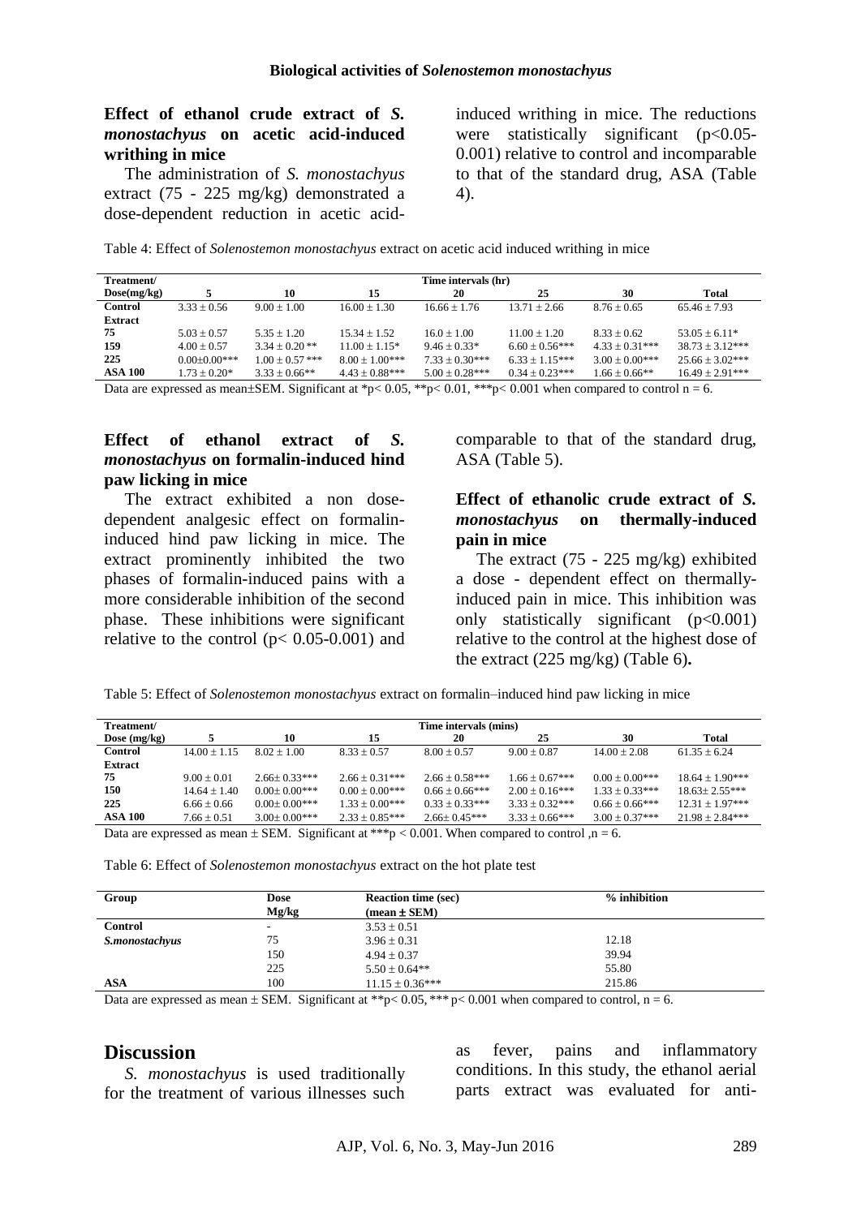### Effect of ethanol crude extract of *S. monostachyus* on acetic acid-induced writhing in mice

The administration of *S. monostachyus* extract (75 - 225 mg/kg) demonstrated a dose-dependent reduction in acetic acid-induced writhing in mice. The reductions were statistically significant ($p<0.05$-0.001) relative to control and incomparable to that of the standard drug, ASA (Table 4).

Table 4: Effect of *Solenostemon monostachyus* extract on acetic acid induced writhing in mice

| Treatment/ Dose(mg/kg) | Time intervals (hr) 5 | 10 | 15 | 20 | 25 | 30 | Total |
|---|---|---|---|---|---|---|---|
| **Control** | 3.33 ± 0.56 | 9.00 ± 1.00 | 16.00 ± 1.30 | 16.66 ± 1.76 | 13.71 ± 2.66 | 8.76 ± 0.65 | 65.46 ± 7.93 |
| **Extract** | | | | | | | |
| **75** | 5.03 ± 0.57 | 5.35 ± 1.20 | 15.34 ± 1.52 | 16.0 ± 1.00 | 11.00 ± 1.20 | 8.33 ± 0.62 | 53.05 ± 6.11* |
| **159** | 4.00 ± 0.57 | 3.34 ± 0.20 ** | 11.00 ± 1.15* | 9.46 ± 0.33* | 6.60 ± 0.56*** | 4.33 ± 0.31*** | 38.73 ± 3.12*** |
| **225** | 0.00±0.00*** | 1.00 ± 0.57 *** | 8.00 ± 1.00*** | 7.33 ± 0.30*** | 6.33 ± 1.15*** | 3.00 ± 0.00*** | 25.66 ± 3.02*** |
| **ASA 100** | 1.73 ± 0.20* | 3.33 ± 0.66** | 4.43 ± 0.88*** | 5.00 ± 0.28*** | 0.34 ± 0.23*** | 1.66 ± 0.66** | 16.49 ± 2.91*** |

Data are expressed as mean±SEM. Significant at *$p< 0.05$, **$p< 0.01$, ***$p< 0.001$ when compared to control n = 6.

### Effect of ethanol extract of *S. monostachyus* on formalin-induced hind paw licking in mice

The extract exhibited a non dose-dependent analgesic effect on formalin-induced hind paw licking in mice. The extract prominently inhibited the two phases of formalin-induced pains with a more considerable inhibition of the second phase. These inhibitions were significant relative to the control ($p< 0.05$-0.001) and comparable to that of the standard drug, ASA (Table 5).

### Effect of ethanolic crude extract of *S. monostachyus* on thermally-induced pain in mice

The extract (75 - 225 mg/kg) exhibited a dose - dependent effect on thermally-induced pain in mice. This inhibition was only statistically significant ($p<0.001$) relative to the control at the highest dose of the extract (225 mg/kg) (Table 6**).**

Table 5: Effect of *Solenostemon monostachyus* extract on formalin–induced hind paw licking in mice

| Treatment/ Dose (mg/kg) | Time intervals (mins) 5 | 10 | 15 | 20 | 25 | 30 | Total |
|---|---|---|---|---|---|---|---|
| **Control** | 14.00 ± 1.15 | 8.02 ± 1.00 | 8.33 ± 0.57 | 8.00 ± 0.57 | 9.00 ± 0.87 | 14.00 ± 2.08 | 61.35 ± 6.24 |
| **Extract** | | | | | | | |
| **75** | 9.00 ± 0.01 | 2.66± 0.33*** | 2.66 ± 0.31*** | 2.66 ± 0.58*** | 1.66 ± 0.67*** | 0.00 ± 0.00*** | 18.64 ± 1.90*** |
| **150** | 14.64 ± 1.40 | 0.00± 0.00*** | 0.00 ± 0.00*** | 0.66 ± 0.66*** | 2.00 ± 0.16*** | 1.33 ± 0.33*** | 18.63± 2.55*** |
| **225** | 6.66 ± 0.66 | 0.00± 0.00*** | 1.33 ± 0.00*** | 0.33 ± 0.33*** | 3.33 ± 0.32*** | 0.66 ± 0.66*** | 12.31 ± 1.97*** |
| **ASA 100** | 7.66 ± 0.51 | 3.00± 0.00*** | 2.33 ± 0.85*** | 2.66± 0.45*** | 3.33 ± 0.66*** | 3.00 ± 0.37*** | 21.98 ± 2.84*** |

Data are expressed as mean ± SEM. Significant at ***$p < 0.001$. When compared to control ,n = 6.

Table 6: Effect of *Solenostemon monostachyus* extract on the hot plate test

| Group | Dose Mg/kg | Reaction time (sec) (mean ± SEM) | % inhibition |
|---|---|---|---|
| **Control** | - | 3.53 ± 0.51 | |
| ***S.monostachyus*** | 75 | 3.96 ± 0.31 | 12.18 |
| | 150 | 4.94 ± 0.37 | 39.94 |
| | 225 | 5.50 ± 0.64** | 55.80 |
| **ASA** | 100 | 11.15 ± 0.36*** | 215.86 |

Data are expressed as mean ± SEM. Significant at **$p< 0.05$, *** $p< 0.001$ when compared to control, n = 6.

## Discussion

*S. monostachyus* is used traditionally for the treatment of various illnesses such as fever, pains and inflammatory conditions. In this study, the ethanol aerial parts extract was evaluated for anti-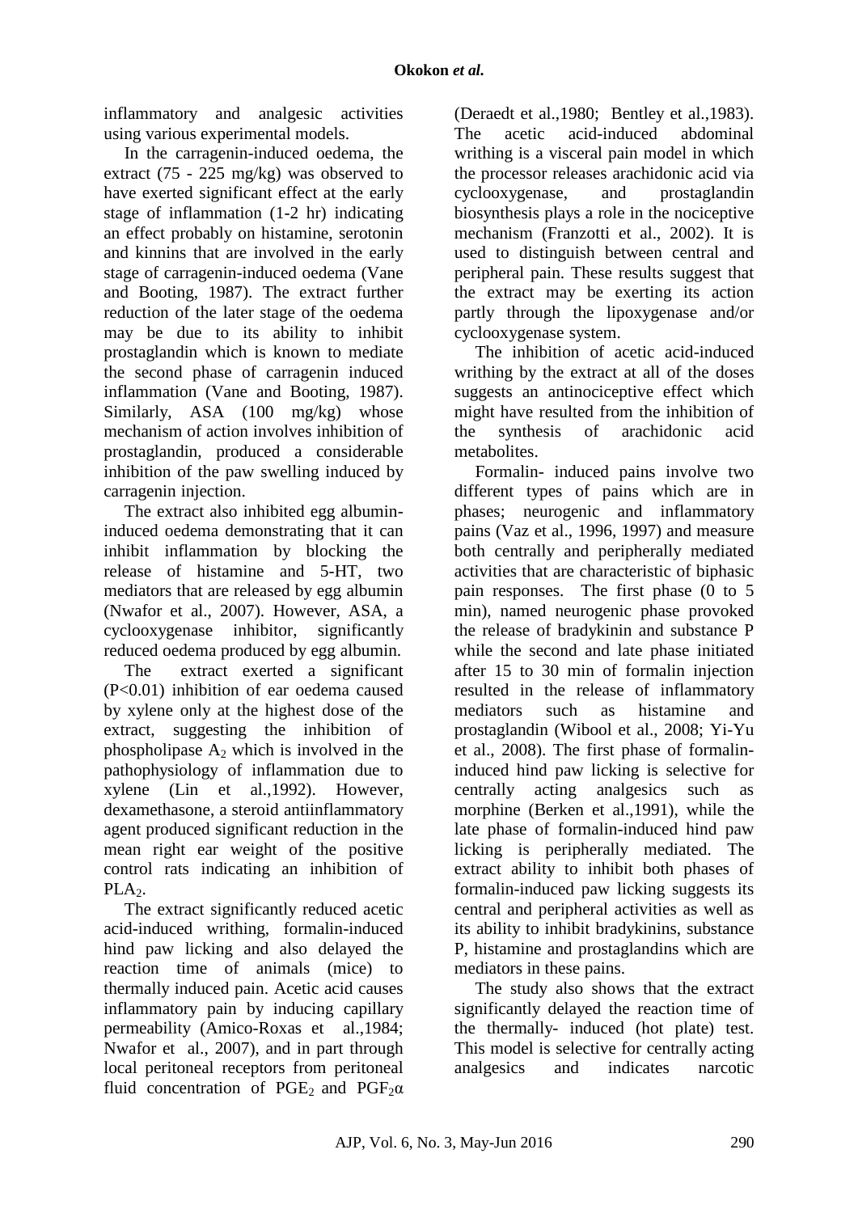inflammatory and analgesic activities using various experimental models.

In the carragenin-induced oedema, the extract (75 - 225 mg/kg) was observed to have exerted significant effect at the early stage of inflammation (1-2 hr) indicating an effect probably on histamine, serotonin and kinnins that are involved in the early stage of carragenin-induced oedema (Vane and Booting, 1987). The extract further reduction of the later stage of the oedema may be due to its ability to inhibit prostaglandin which is known to mediate the second phase of carragenin induced inflammation (Vane and Booting, 1987). Similarly, ASA (100 mg/kg) whose mechanism of action involves inhibition of prostaglandin, produced a considerable inhibition of the paw swelling induced by carragenin injection.

The extract also inhibited egg albumin-induced oedema demonstrating that it can inhibit inflammation by blocking the release of histamine and 5-HT, two mediators that are released by egg albumin (Nwafor et al., 2007). However, ASA, a cyclooxygenase inhibitor, significantly reduced oedema produced by egg albumin.

The extract exerted a significant ($P<0.01$) inhibition of ear oedema caused by xylene only at the highest dose of the extract, suggesting the inhibition of phospholipase $A_2$ which is involved in the pathophysiology of inflammation due to xylene (Lin et al.,1992). However, dexamethasone, a steroid antiinflammatory agent produced significant reduction in the mean right ear weight of the positive control rats indicating an inhibition of $PLA_2$.

The extract significantly reduced acetic acid-induced writhing, formalin-induced hind paw licking and also delayed the reaction time of animals (mice) to thermally induced pain. Acetic acid causes inflammatory pain by inducing capillary permeability (Amico-Roxas et al.,1984; Nwafor et al., 2007), and in part through local peritoneal receptors from peritoneal fluid concentration of $PGE_2$ and $PGF_2\alpha$ (Deraedt et al.,1980; Bentley et al.,1983). The acetic acid-induced abdominal writhing is a visceral pain model in which the processor releases arachidonic acid via cyclooxygenase, and prostaglandin biosynthesis plays a role in the nociceptive mechanism (Franzotti et al., 2002). It is used to distinguish between central and peripheral pain. These results suggest that the extract may be exerting its action partly through the lipoxygenase and/or cyclooxygenase system.

The inhibition of acetic acid-induced writhing by the extract at all of the doses suggests an antinociceptive effect which might have resulted from the inhibition of the synthesis of arachidonic acid metabolites.

Formalin- induced pains involve two different types of pains which are in phases; neurogenic and inflammatory pains (Vaz et al., 1996, 1997) and measure both centrally and peripherally mediated activities that are characteristic of biphasic pain responses. The first phase (0 to 5 min), named neurogenic phase provoked the release of bradykinin and substance P while the second and late phase initiated after 15 to 30 min of formalin injection resulted in the release of inflammatory mediators such as histamine and prostaglandin (Wibool et al., 2008; Yi-Yu et al., 2008). The first phase of formalin-induced hind paw licking is selective for centrally acting analgesics such as morphine (Berken et al.,1991), while the late phase of formalin-induced hind paw licking is peripherally mediated. The extract ability to inhibit both phases of formalin-induced paw licking suggests its central and peripheral activities as well as its ability to inhibit bradykinins, substance P, histamine and prostaglandins which are mediators in these pains.

The study also shows that the extract significantly delayed the reaction time of the thermally- induced (hot plate) test. This model is selective for centrally acting analgesics and indicates narcotic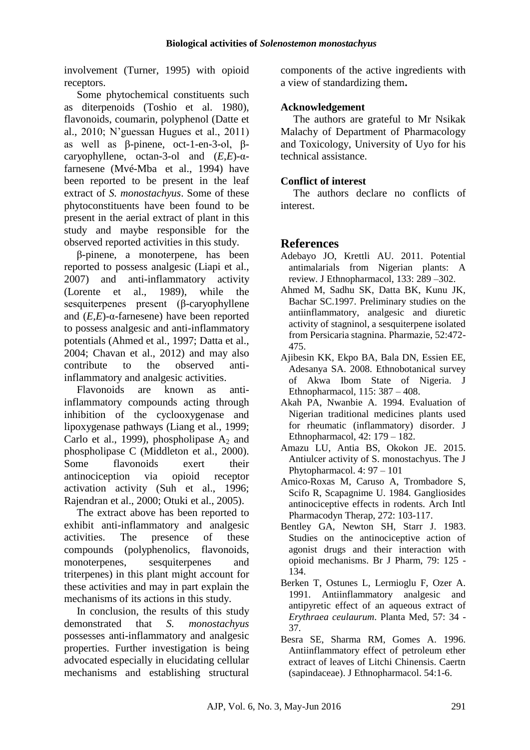involvement (Turner, 1995) with opioid receptors.

Some phytochemical constituents such as diterpenoids (Toshio et al. 1980), flavonoids, coumarin, polyphenol (Datte et al., 2010; N'guessan Hugues et al., 2011) as well as β-pinene, oct-1-en-3-ol, β-caryophyllene, octan-3-ol and (*E,E*)-α-farnesene (Mvé-Mba et al., 1994) have been reported to be present in the leaf extract of *S. monostachyus*. Some of these phytoconstituents have been found to be present in the aerial extract of plant in this study and maybe responsible for the observed reported activities in this study.

β-pinene, a monoterpene, has been reported to possess analgesic (Liapi et al., 2007) and anti-inflammatory activity (Lorente et al., 1989), while the sesquiterpenes present (β-caryophyllene and (*E,E*)-α-farnesene) have been reported to possess analgesic and anti-inflammatory potentials (Ahmed et al., 1997; Datta et al., 2004; Chavan et al., 2012) and may also contribute to the observed anti-inflammatory and analgesic activities.

Flavonoids are known as anti-inflammatory compounds acting through inhibition of the cyclooxygenase and lipoxygenase pathways (Liang et al., 1999; Carlo et al., 1999), phospholipase $A_2$ and phospholipase C (Middleton et al., 2000). Some flavonoids exert their antinociception via opioid receptor activation activity (Suh et al., 1996; Rajendran et al., 2000; Otuki et al., 2005).

The extract above has been reported to exhibit anti-inflammatory and analgesic activities. The presence of these compounds (polyphenolics, flavonoids, monoterpenes, sesquiterpenes and triterpenes) in this plant might account for these activities and may in part explain the mechanisms of its actions in this study.

In conclusion, the results of this study demonstrated that *S. monostachyus* possesses anti-inflammatory and analgesic properties. Further investigation is being advocated especially in elucidating cellular mechanisms and establishing structural components of the active ingredients with a view of standardizing them.

### Acknowledgement

The authors are grateful to Mr Nsikak Malachy of Department of Pharmacology and Toxicology, University of Uyo for his technical assistance.

### Conflict of interest

The authors declare no conflicts of interest.

## References

Adebayo JO, Krettli AU. 2011. Potential antimalarials from Nigerian plants: A review. J Ethnopharmacol, 133: 289 –302.

Ahmed M, Sadhu SK, Datta BK, Kunu JK, Bachar SC.1997. Preliminary studies on the antiinflammatory, analgesic and diuretic activity of stagninol, a sesquiterpene isolated from Persicaria stagnina. Pharmazie, 52:472-475.

Ajibesin KK, Ekpo BA, Bala DN, Essien EE, Adesanya SA. 2008. Ethnobotanical survey of Akwa Ibom State of Nigeria. J Ethnopharmacol, 115: 387 – 408.

Akah PA, Nwanbie A. 1994. Evaluation of Nigerian traditional medicines plants used for rheumatic (inflammatory) disorder. J Ethnopharmacol, 42: 179 – 182.

Amazu LU, Antia BS, Okokon JE. 2015. Antiulcer activity of S. monostachyus. The J Phytopharmacol. 4: 97 – 101

Amico-Roxas M, Caruso A, Trombadore S, Scifo R, Scapagnime U. 1984. Gangliosides antinociceptive effects in rodents. Arch Intl Pharmacodyn Therap, 272: 103-117.

Bentley GA, Newton SH, Starr J. 1983. Studies on the antinociceptive action of agonist drugs and their interaction with opioid mechanisms. Br J Pharm, 79: 125 - 134.

Berken T, Ostunes L, Lermioglu F, Ozer A. 1991. Antiinflammatory analgesic and antipyretic effect of an aqueous extract of *Erythraea ceulaurum*. Planta Med, 57: 34 - 37.

Besra SE, Sharma RM, Gomes A. 1996. Antiinflammatory effect of petroleum ether extract of leaves of Litchi Chinensis. Caertn (sapindaceae). J Ethnopharmacol. 54:1-6.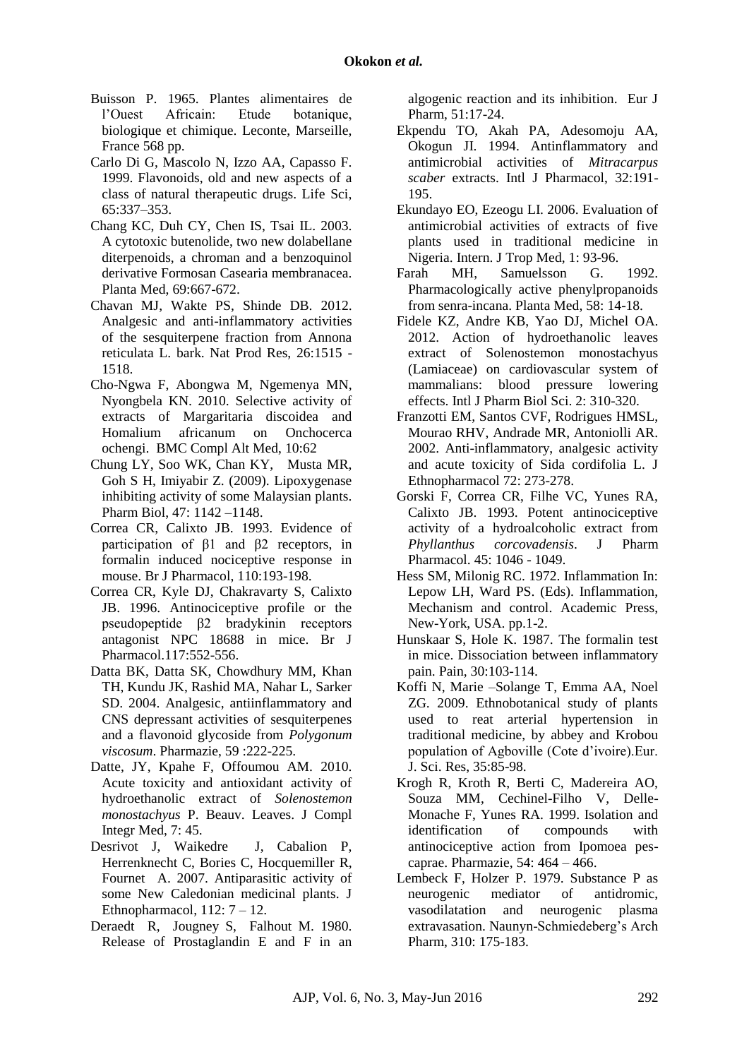Buisson P. 1965. Plantes alimentaires de l'Ouest Africain: Etude botanique, biologique et chimique. Leconte, Marseille, France 568 pp.

Carlo Di G, Mascolo N, Izzo AA, Capasso F. 1999. Flavonoids, old and new aspects of a class of natural therapeutic drugs. Life Sci, 65:337–353.

Chang KC, Duh CY, Chen IS, Tsai IL. 2003. A cytotoxic butenolide, two new dolabellane diterpenoids, a chroman and a benzoquinol derivative Formosan Casearia membranacea. Planta Med, 69:667-672.

Chavan MJ, Wakte PS, Shinde DB. 2012. Analgesic and anti-inflammatory activities of the sesquiterpene fraction from Annona reticulata L. bark. Nat Prod Res, 26:1515 - 1518.

Cho-Ngwa F, Abongwa M, Ngemenya MN, Nyongbela KN. 2010. Selective activity of extracts of Margaritaria discoidea and Homalium africanum on Onchocerca ochengi. BMC Compl Alt Med, 10:62

Chung LY, Soo WK, Chan KY, Musta MR, Goh S H, Imiyabir Z. (2009). Lipoxygenase inhibiting activity of some Malaysian plants. Pharm Biol, 47: 1142 –1148.

Correa CR, Calixto JB. 1993. Evidence of participation of β1 and β2 receptors, in formalin induced nociceptive response in mouse. Br J Pharmacol, 110:193-198.

Correa CR, Kyle DJ, Chakravarty S, Calixto JB. 1996. Antinociceptive profile or the pseudopeptide β2 bradykinin receptors antagonist NPC 18688 in mice. Br J Pharmacol.117:552-556.

Datta BK, Datta SK, Chowdhury MM, Khan TH, Kundu JK, Rashid MA, Nahar L, Sarker SD. 2004. Analgesic, antiinflammatory and CNS depressant activities of sesquiterpenes and a flavonoid glycoside from *Polygonum viscosum*. Pharmazie, 59 :222-225.

Datte, JY, Kpahe F, Offoumou AM. 2010. Acute toxicity and antioxidant activity of hydroethanolic extract of *Solenostemon monostachyus* P. Beauv. Leaves. J Compl Integr Med, 7: 45.

Desrivot J, Waikedre J, Cabalion P, Herrenknecht C, Bories C, Hocquemiller R, Fournet A. 2007. Antiparasitic activity of some New Caledonian medicinal plants. J Ethnopharmacol, 112: 7 – 12.

Deraedt R, Jougney S, Falhout M. 1980. Release of Prostaglandin E and F in an algogenic reaction and its inhibition. Eur J Pharm, 51:17-24.

Ekpendu TO, Akah PA, Adesomoju AA, Okogun JI. 1994. Antinflammatory and antimicrobial activities of *Mitracarpus scaber* extracts. Intl J Pharmacol, 32:191-195.

Ekundayo EO, Ezeogu LI. 2006. Evaluation of antimicrobial activities of extracts of five plants used in traditional medicine in Nigeria. Intern. J Trop Med, 1: 93-96.

Farah MH, Samuelsson G. 1992. Pharmacologically active phenylpropanoids from senra-incana. Planta Med, 58: 14-18.

Fidele KZ, Andre KB, Yao DJ, Michel OA. 2012. Action of hydroethanolic leaves extract of Solenostemon monostachyus (Lamiaceae) on cardiovascular system of mammalians: blood pressure lowering effects. Intl J Pharm Biol Sci. 2: 310-320.

Franzotti EM, Santos CVF, Rodrigues HMSL, Mourao RHV, Andrade MR, Antoniolli AR. 2002. Anti-inflammatory, analgesic activity and acute toxicity of Sida cordifolia L. J Ethnopharmacol 72: 273-278.

Gorski F, Correa CR, Filhe VC, Yunes RA, Calixto JB. 1993. Potent antinociceptive activity of a hydroalcoholic extract from *Phyllanthus corcovadensis*. J Pharm Pharmacol. 45: 1046 - 1049.

Hess SM, Milonig RC. 1972. Inflammation In: Lepow LH, Ward PS. (Eds). Inflammation, Mechanism and control. Academic Press, New-York, USA. pp.1-2.

Hunskaar S, Hole K. 1987. The formalin test in mice. Dissociation between inflammatory pain. Pain, 30:103-114.

Koffi N, Marie –Solange T, Emma AA, Noel ZG. 2009. Ethnobotanical study of plants used to reat arterial hypertension in traditional medicine, by abbey and Krobou population of Agboville (Cote d'ivoire).Eur. J. Sci. Res, 35:85-98.

Krogh R, Kroth R, Berti C, Madereira AO, Souza MM, Cechinel-Filho V, Delle-Monache F, Yunes RA. 1999. Isolation and identification of compounds with antinociceptive action from Ipomoea pes-caprae. Pharmazie, 54: 464 – 466.

Lembeck F, Holzer P. 1979. Substance P as neurogenic mediator of antidromic, vasodilatation and neurogenic plasma extravasation. Naunyn-Schmiedeberg's Arch Pharm, 310: 175-183.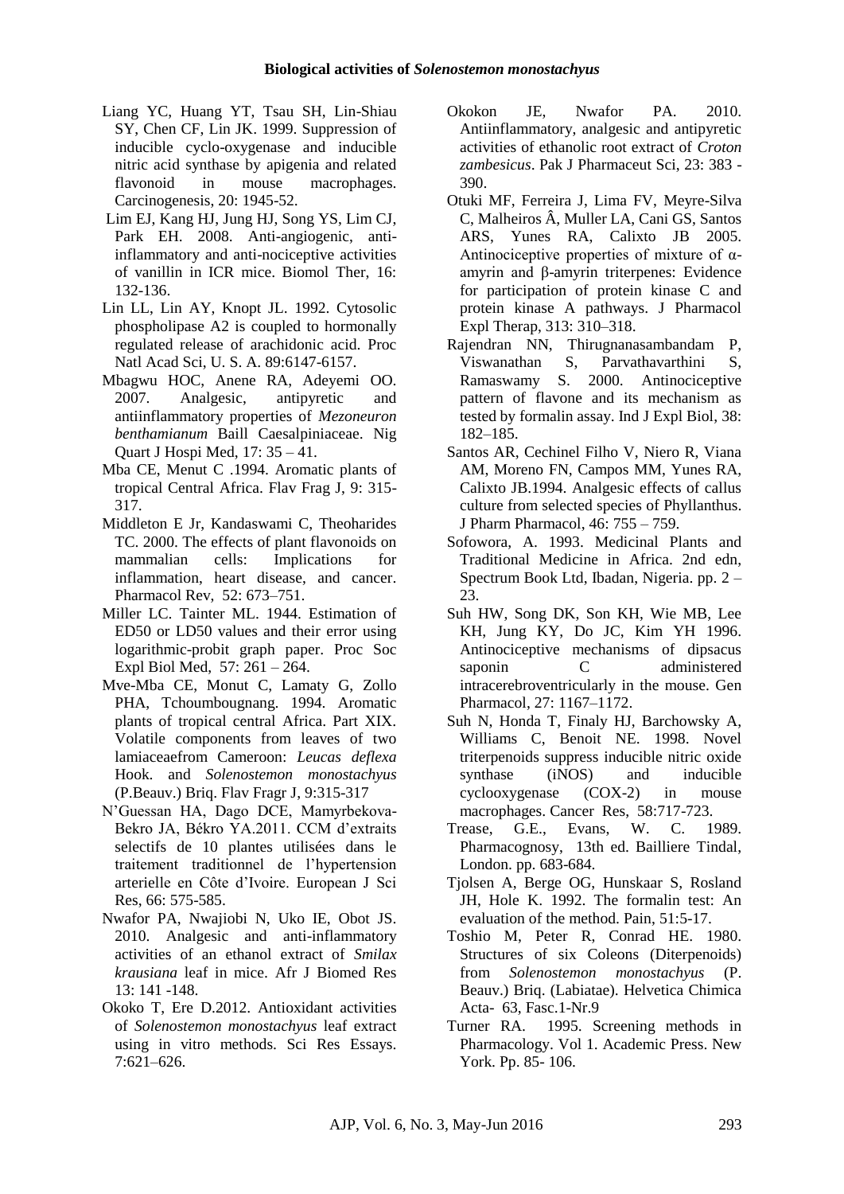Liang YC, Huang YT, Tsau SH, Lin-Shiau SY, Chen CF, Lin JK. 1999. Suppression of inducible cyclo-oxygenase and inducible nitric acid synthase by apigenia and related flavonoid in mouse macrophages. Carcinogenesis, 20: 1945-52.

Lim EJ, Kang HJ, Jung HJ, Song YS, Lim CJ, Park EH. 2008. Anti-angiogenic, anti-inflammatory and anti-nociceptive activities of vanillin in ICR mice. Biomol Ther, 16: 132-136.

Lin LL, Lin AY, Knopt JL. 1992. Cytosolic phospholipase A2 is coupled to hormonally regulated release of arachidonic acid. Proc Natl Acad Sci, U. S. A. 89:6147-6157.

Mbagwu HOC, Anene RA, Adeyemi OO. 2007. Analgesic, antipyretic and antiinflammatory properties of *Mezoneuron benthamianum* Baill Caesalpiniaceae. Nig Quart J Hospi Med, 17: 35 – 41.

Mba CE, Menut C .1994. Aromatic plants of tropical Central Africa. Flav Frag J, 9: 315-317.

Middleton E Jr, Kandaswami C, Theoharides TC. 2000. The effects of plant flavonoids on mammalian cells: Implications for inflammation, heart disease, and cancer. Pharmacol Rev, 52: 673–751.

Miller LC. Tainter ML. 1944. Estimation of ED50 or LD50 values and their error using logarithmic-probit graph paper. Proc Soc Expl Biol Med, 57: 261 – 264.

Mve-Mba CE, Monut C, Lamaty G, Zollo PHA, Tchoumbougnang. 1994. Aromatic plants of tropical central Africa. Part XIX. Volatile components from leaves of two lamiaceaefrom Cameroon: *Leucas deflexa* Hook. and *Solenostemon monostachyus* (P.Beauv.) Briq. Flav Fragr J, 9:315-317

N'Guessan HA, Dago DCE, Mamyrbekova-Bekro JA, Békro YA.2011. CCM d'extraits selectifs de 10 plantes utilisées dans le traitement traditionnel de l'hypertension arterielle en Côte d'Ivoire. European J Sci Res, 66: 575-585.

Nwafor PA, Nwajiobi N, Uko IE, Obot JS. 2010. Analgesic and anti-inflammatory activities of an ethanol extract of *Smilax krausiana* leaf in mice. Afr J Biomed Res 13: 141 -148.

Okoko T, Ere D.2012. Antioxidant activities of *Solenostemon monostachyus* leaf extract using in vitro methods. Sci Res Essays. 7:621–626.

Okokon JE, Nwafor PA. 2010. Antiinflammatory, analgesic and antipyretic activities of ethanolic root extract of *Croton zambesicus*. Pak J Pharmaceut Sci, 23: 383 - 390.

Otuki MF, Ferreira J, Lima FV, Meyre-Silva C, Malheiros Â, Muller LA, Cani GS, Santos ARS, Yunes RA, Calixto JB 2005. Antinociceptive properties of mixture of α-amyrin and β-amyrin triterpenes: Evidence for participation of protein kinase C and protein kinase A pathways. J Pharmacol Expl Therap, 313: 310–318.

Rajendran NN, Thirugnanasambandam P, Viswanathan S, Parvathavarthini S, Ramaswamy S. 2000. Antinociceptive pattern of flavone and its mechanism as tested by formalin assay. Ind J Expl Biol, 38: 182–185.

Santos AR, Cechinel Filho V, Niero R, Viana AM, Moreno FN, Campos MM, Yunes RA, Calixto JB.1994. Analgesic effects of callus culture from selected species of Phyllanthus. J Pharm Pharmacol, 46: 755 – 759.

Sofowora, A. 1993. Medicinal Plants and Traditional Medicine in Africa. 2nd edn, Spectrum Book Ltd, Ibadan, Nigeria. pp. 2 – 23.

Suh HW, Song DK, Son KH, Wie MB, Lee KH, Jung KY, Do JC, Kim YH 1996. Antinociceptive mechanisms of dipsacus saponin C administered intracerebroventricularly in the mouse. Gen Pharmacol, 27: 1167–1172.

Suh N, Honda T, Finaly HJ, Barchowsky A, Williams C, Benoit NE. 1998. Novel triterpenoids suppress inducible nitric oxide synthase (iNOS) and inducible cyclooxygenase (COX-2) in mouse macrophages. Cancer Res, 58:717-723.

Trease, G.E., Evans, W. C. 1989. Pharmacognosy, 13th ed. Bailliere Tindal, London. pp. 683-684.

Tjolsen A, Berge OG, Hunskaar S, Rosland JH, Hole K. 1992. The formalin test: An evaluation of the method. Pain, 51:5-17.

Toshio M, Peter R, Conrad HE. 1980. Structures of six Coleons (Diterpenoids) from *Solenostemon monostachyus* (P. Beauv.) Briq. (Labiatae). Helvetica Chimica Acta- 63, Fasc.1-Nr.9

Turner RA. 1995. Screening methods in Pharmacology. Vol 1. Academic Press. New York. Pp. 85- 106.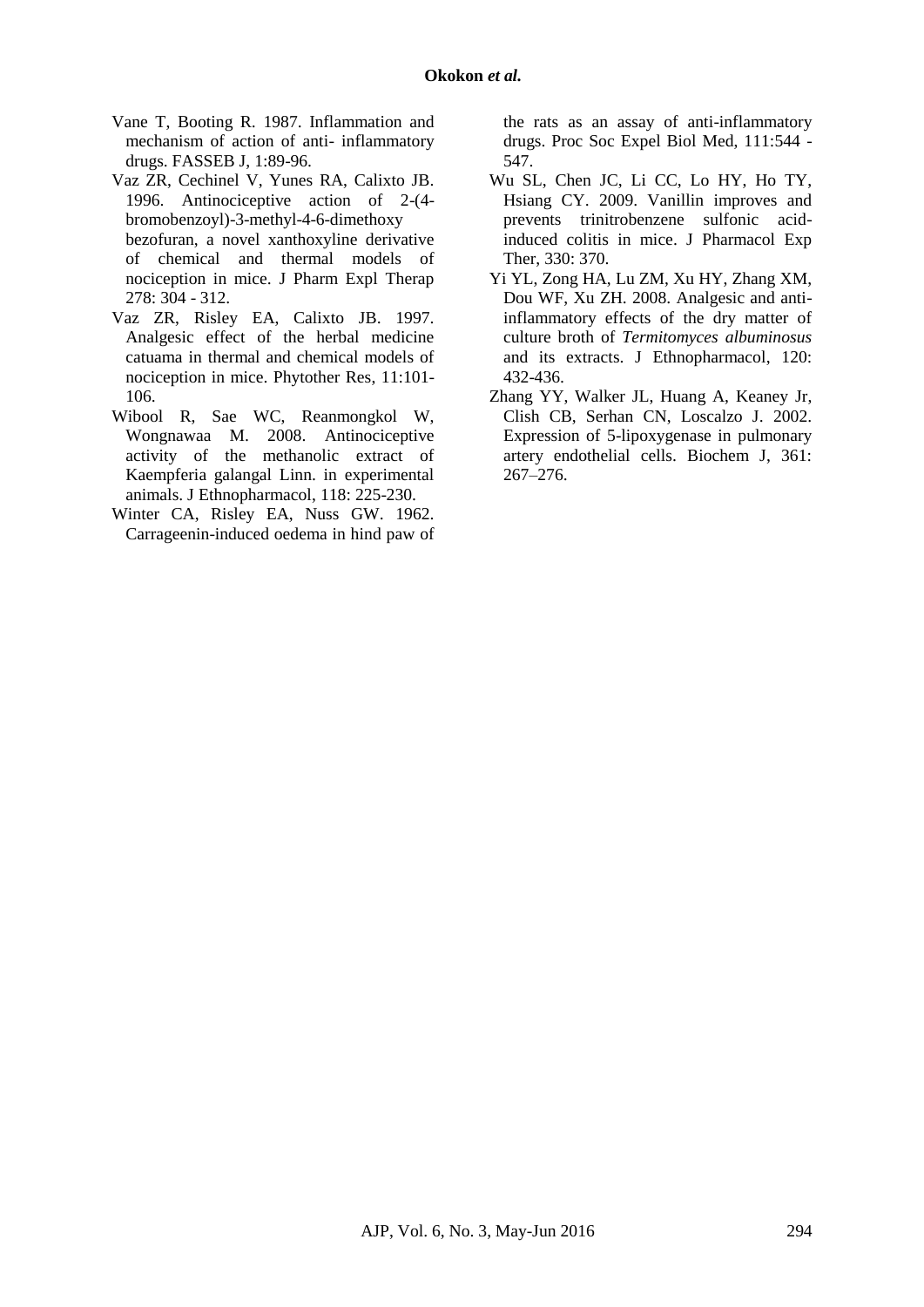Vane T, Booting R. 1987. Inflammation and mechanism of action of anti- inflammatory drugs. FASSEB J, 1:89-96.

Vaz ZR, Cechinel V, Yunes RA, Calixto JB. 1996. Antinociceptive action of 2-(4-bromobenzoyl)-3-methyl-4-6-dimethoxy bezofuran, a novel xanthoxyline derivative of chemical and thermal models of nociception in mice. J Pharm Expl Therap 278: 304 - 312.

Vaz ZR, Risley EA, Calixto JB. 1997. Analgesic effect of the herbal medicine catuama in thermal and chemical models of nociception in mice. Phytother Res, 11:101-106.

Wibool R, Sae WC, Reanmongkol W, Wongnawaa M. 2008. Antinociceptive activity of the methanolic extract of Kaempferia galangal Linn. in experimental animals. J Ethnopharmacol, 118: 225-230.

Winter CA, Risley EA, Nuss GW. 1962. Carrageenin-induced oedema in hind paw of the rats as an assay of anti-inflammatory drugs. Proc Soc Expel Biol Med, 111:544 - 547.

Wu SL, Chen JC, Li CC, Lo HY, Ho TY, Hsiang CY. 2009. Vanillin improves and prevents trinitrobenzene sulfonic acid-induced colitis in mice. J Pharmacol Exp Ther, 330: 370.

Yi YL, Zong HA, Lu ZM, Xu HY, Zhang XM, Dou WF, Xu ZH. 2008. Analgesic and anti-inflammatory effects of the dry matter of culture broth of *Termitomyces albuminosus* and its extracts. J Ethnopharmacol, 120: 432-436.

Zhang YY, Walker JL, Huang A, Keaney Jr, Clish CB, Serhan CN, Loscalzo J. 2002. Expression of 5-lipoxygenase in pulmonary artery endothelial cells. Biochem J, 361: 267–276.